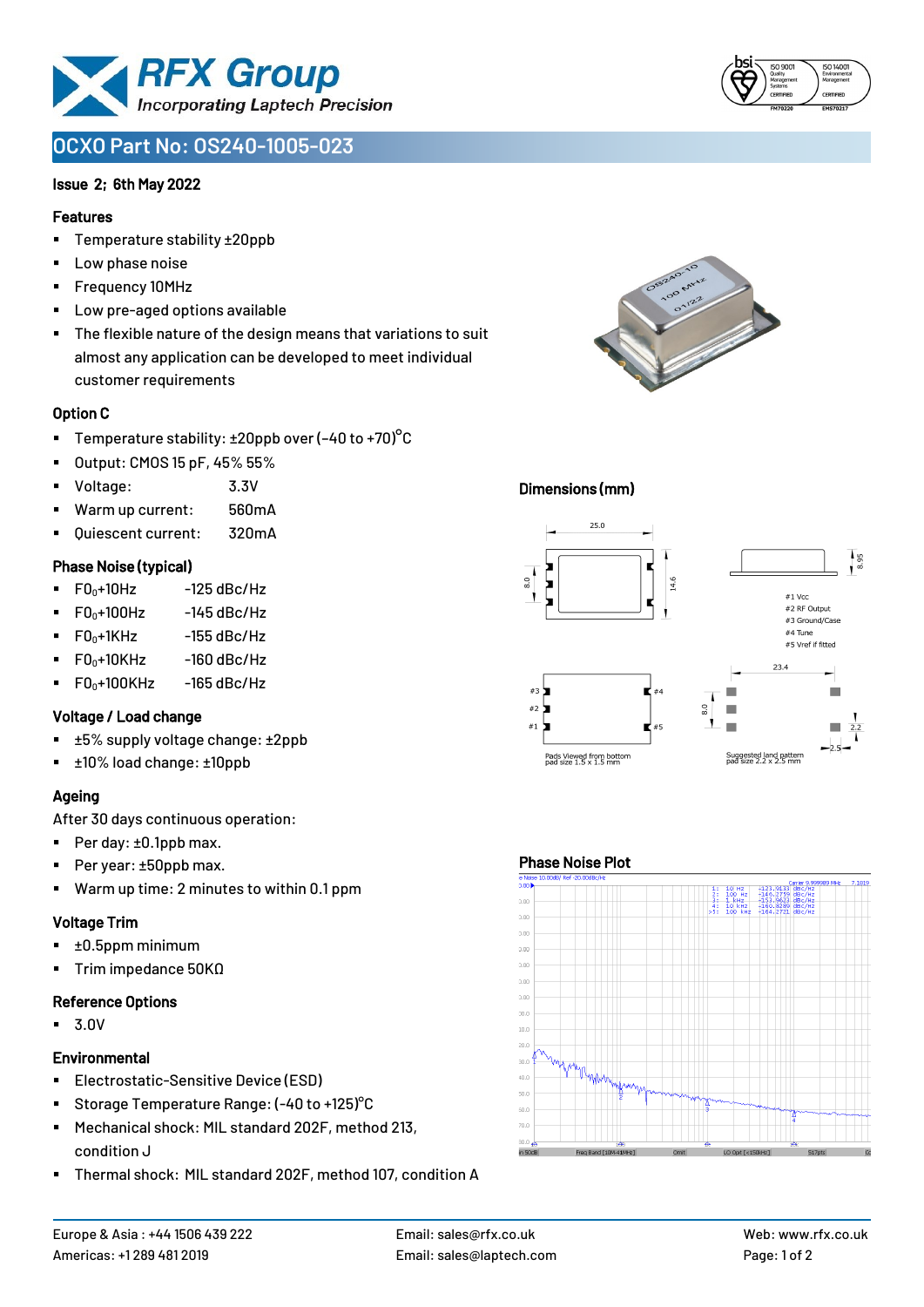# OCXO Part No: OS240-1005-023

**Issue 2; 6th May 2022**

### Features

- Temperature stability ±20ppb
- Low phase noise
- Frequency 10MHz
- Low pre-aged options available
- The flexible nature of the design means that variations to suit almost any application can be developed to meet individual customer requirements

### Option C

- Temperature stability: ±20ppb over (-40 to +70)°C
- Output: CMOS 15 pF, 45% 55%
- Voltage: 3.3V
- Warm up current: 560mA
- Quiescent current: 320mA

### Phase Noise (typical)

- $F0_0$+10Hz -125 dBc/Hz
- $F0_0$+100Hz -145 dBc/Hz
- $F0_0$+1KHz -155 dBc/Hz
- $F0_0$+10KHz -160 dBc/Hz
- $F0_0$+100KHz -165 dBc/Hz

### Voltage / Load change

- ±5% supply voltage change: ±2ppb
- ±10% load change: ±10ppb

### Ageing

After 30 days continuous operation:

- Per day: ±0.1ppb max.
- Per year: ±50ppb max.
- Warm up time: 2 minutes to within 0.1 ppm

### Voltage Trim

- ±0.5ppm minimum
- Trim impedance 50KΩ

### Reference Options

- 3.0V

### Environmental

- Electrostatic-Sensitive Device (ESD)
- Storage Temperature Range: (-40 to +125)°C
- Mechanical shock: MIL standard 202F, method 213, condition J
- Thermal shock: MIL standard 202F, method 107, condition A

### Dimensions (mm)

25.0, 8.0, 14.6, 8.95

#1 Vcc
#2 RF Output
#3 Ground/Case
#4 Tune
#5 Vref if fitted

23.4, 8.0, 2.2, 2.5

Pads Viewed from bottom pad size 1.5 x 1.5 mm

Suggested land pattern pad size 2.2 x 2.5 mm

### Phase Noise Plot

1: 10 Hz -123.9133 dBc/Hz
2: 100 Hz -146.2759 dBc/Hz
3: 1 kHz -153.0623 dBc/Hz
4: 10 kHz -160.8289 dBc/Hz
>5: 100 kHz -164.2721 dBc/Hz

Europe & Asia : +44 1506 439 222
Americas: +1 289 481 2019
Email: sales@rfx.co.uk
Email: sales@laptech.com
Web: www.rfx.co.uk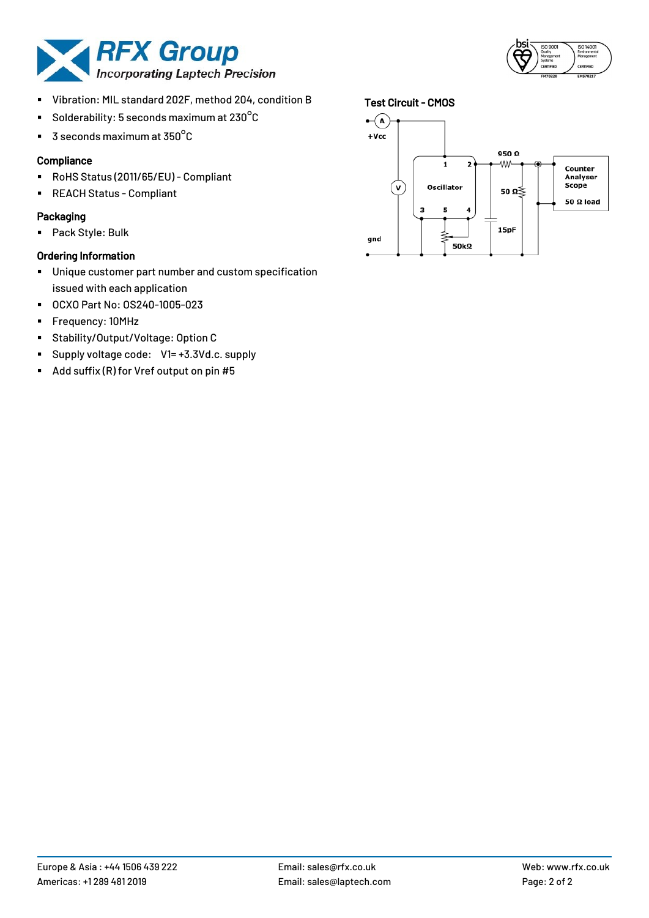- Vibration: MIL standard 202F, method 204, condition B
- Solderability: 5 seconds maximum at 230°C
- 3 seconds maximum at 350°C

### Compliance

- RoHS Status (2011/65/EU) - Compliant
- REACH Status - Compliant

### Packaging

- Pack Style: Bulk

### Ordering Information

- Unique customer part number and custom specification issued with each application
- OCXO Part No: OS240-1005-023
- Frequency: 10MHz
- Stability/Output/Voltage: Option C
- Supply voltage code: V1= +3.3Vd.c. supply
- Add suffix (R) for Vref output on pin #5

### Test Circuit - CMOS

A
+Vcc
V
Oscillator
1
2
3
5
4
950 Ω
50 Ω
15pF
50kΩ
gnd
Counter
Analyser
Scope
50 Ω load